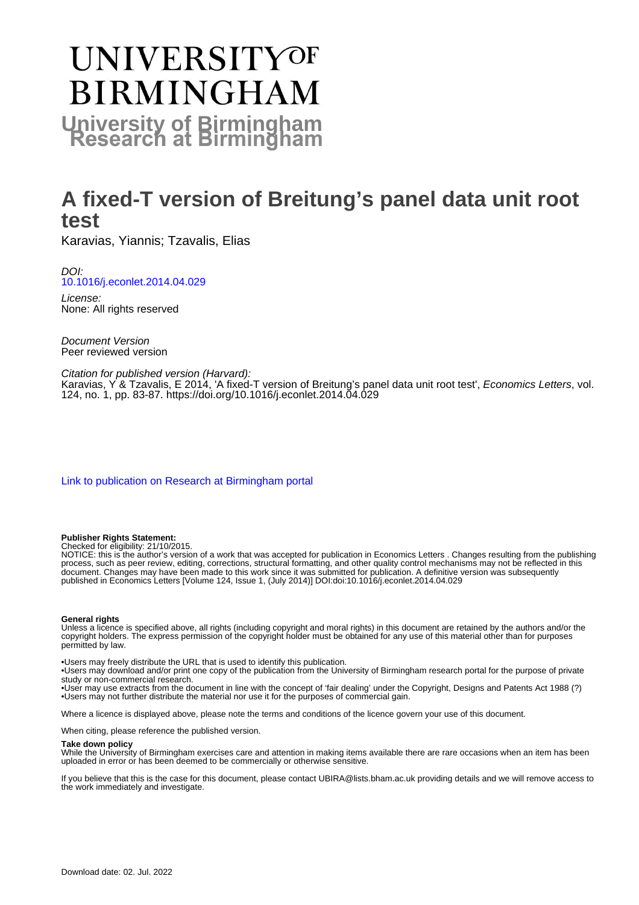# UNIVERSITY OF BIRMINGHAM

**University of Birmingham Research at Birmingham**

# A fixed-T version of Breitung's panel data unit root test

Karavias, Yiannis; Tzavalis, Elias

*DOI:*
10.1016/j.econlet.2014.04.029

*License:*
None: All rights reserved

*Document Version*
Peer reviewed version

*Citation for published version (Harvard):*
Karavias, Y & Tzavalis, E 2014, 'A fixed-T version of Breitung's panel data unit root test', *Economics Letters*, vol. 124, no. 1, pp. 83-87. https://doi.org/10.1016/j.econlet.2014.04.029

Link to publication on Research at Birmingham portal

**Publisher Rights Statement:**
Checked for eligibility: 21/10/2015.
NOTICE: this is the author's version of a work that was accepted for publication in Economics Letters . Changes resulting from the publishing process, such as peer review, editing, corrections, structural formatting, and other quality control mechanisms may not be reflected in this document. Changes may have been made to this work since it was submitted for publication. A definitive version was subsequently published in Economics Letters [Volume 124, Issue 1, (July 2014)] DOI:doi:10.1016/j.econlet.2014.04.029

**General rights**
Unless a licence is specified above, all rights (including copyright and moral rights) in this document are retained by the authors and/or the copyright holders. The express permission of the copyright holder must be obtained for any use of this material other than for purposes permitted by law.

•Users may freely distribute the URL that is used to identify this publication.
•Users may download and/or print one copy of the publication from the University of Birmingham research portal for the purpose of private study or non-commercial research.
•User may use extracts from the document in line with the concept of 'fair dealing' under the Copyright, Designs and Patents Act 1988 (?)
•Users may not further distribute the material nor use it for the purposes of commercial gain.

Where a licence is displayed above, please note the terms and conditions of the licence govern your use of this document.

When citing, please reference the published version.

**Take down policy**
While the University of Birmingham exercises care and attention in making items available there are rare occasions when an item has been uploaded in error or has been deemed to be commercially or otherwise sensitive.

If you believe that this is the case for this document, please contact UBIRA@lists.bham.ac.uk providing details and we will remove access to the work immediately and investigate.

Download date: 02. Jul. 2022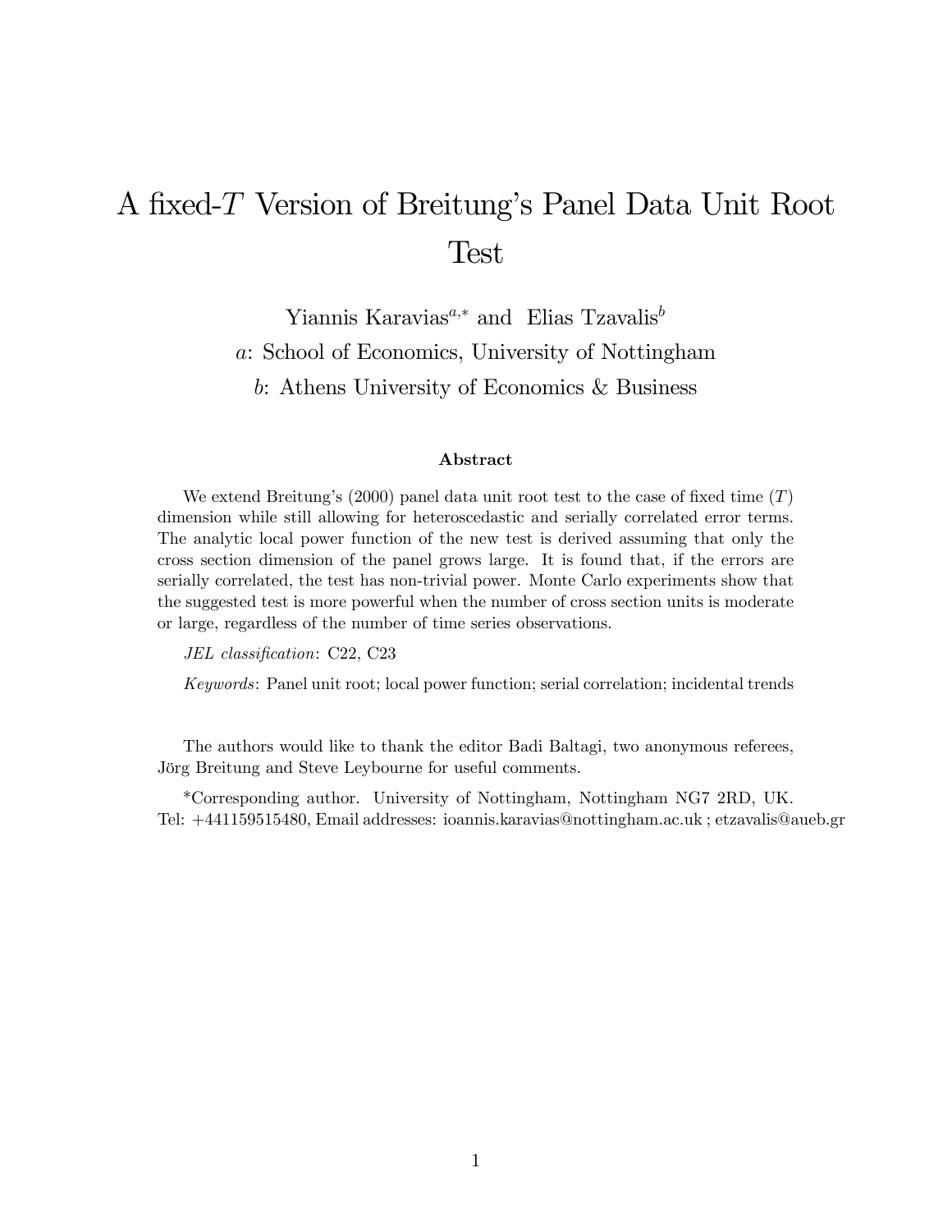# A fixed-$T$ Version of Breitung's Panel Data Unit Root Test

Yiannis Karavias[a,*] and Elias Tzavalis[b]

[a]: School of Economics, University of Nottingham

[b]: Athens University of Economics & Business

### Abstract

We extend Breitung's (2000) panel data unit root test to the case of fixed time ($T$) dimension while still allowing for heteroscedastic and serially correlated error terms. The analytic local power function of the new test is derived assuming that only the cross section dimension of the panel grows large. It is found that, if the errors are serially correlated, the test has non-trivial power. Monte Carlo experiments show that the suggested test is more powerful when the number of cross section units is moderate or large, regardless of the number of time series observations.

*JEL classification*: C22, C23

*Keywords*: Panel unit root; local power function; serial correlation; incidental trends

The authors would like to thank the editor Badi Baltagi, two anonymous referees, Jörg Breitung and Steve Leybourne for useful comments.

*Corresponding author. University of Nottingham, Nottingham NG7 2RD, UK. Tel: +441159515480, Email addresses: ioannis.karavias@nottingham.ac.uk ; etzavalis@aueb.gr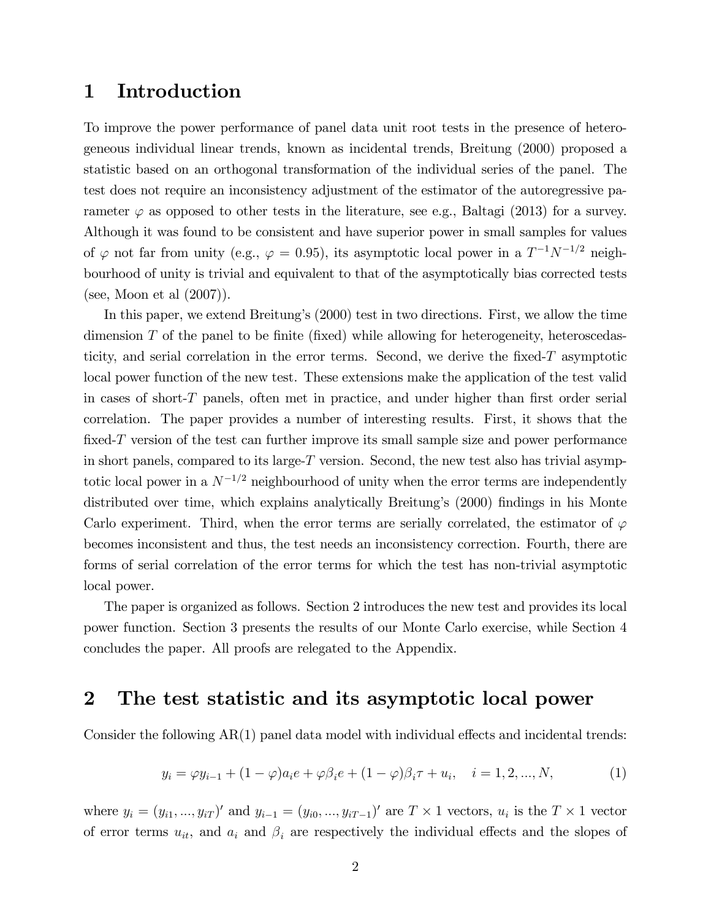# 1 Introduction

To improve the power performance of panel data unit root tests in the presence of heterogeneous individual linear trends, known as incidental trends, Breitung (2000) proposed a statistic based on an orthogonal transformation of the individual series of the panel. The test does not require an inconsistency adjustment of the estimator of the autoregressive parameter $\varphi$ as opposed to other tests in the literature, see e.g., Baltagi (2013) for a survey. Although it was found to be consistent and have superior power in small samples for values of $\varphi$ not far from unity (e.g., $\varphi = 0.95$), its asymptotic local power in a $T^{-1}N^{-1/2}$ neighbourhood of unity is trivial and equivalent to that of the asymptotically bias corrected tests (see, Moon et al (2007)).

In this paper, we extend Breitung's (2000) test in two directions. First, we allow the time dimension $T$ of the panel to be finite (fixed) while allowing for heterogeneity, heteroscedasticity, and serial correlation in the error terms. Second, we derive the fixed-$T$ asymptotic local power function of the new test. These extensions make the application of the test valid in cases of short-$T$ panels, often met in practice, and under higher than first order serial correlation. The paper provides a number of interesting results. First, it shows that the fixed-$T$ version of the test can further improve its small sample size and power performance in short panels, compared to its large-$T$ version. Second, the new test also has trivial asymptotic local power in a $N^{-1/2}$ neighbourhood of unity when the error terms are independently distributed over time, which explains analytically Breitung's (2000) findings in his Monte Carlo experiment. Third, when the error terms are serially correlated, the estimator of $\varphi$ becomes inconsistent and thus, the test needs an inconsistency correction. Fourth, there are forms of serial correlation of the error terms for which the test has non-trivial asymptotic local power.

The paper is organized as follows. Section 2 introduces the new test and provides its local power function. Section 3 presents the results of our Monte Carlo exercise, while Section 4 concludes the paper. All proofs are relegated to the Appendix.

# 2 The test statistic and its asymptotic local power

Consider the following AR(1) panel data model with individual effects and incidental trends:

$$y_i = \varphi y_{i-1} + (1-\varphi)a_i e + \varphi\beta_i e + (1-\varphi)\beta_i \tau + u_i, \quad i = 1, 2, ..., N, \tag{1}$$

where $y_i = (y_{i1}, ..., y_{iT})'$ and $y_{i-1} = (y_{i0}, ..., y_{iT-1})'$ are $T \times 1$ vectors, $u_i$ is the $T \times 1$ vector of error terms $u_{it}$, and $a_i$ and $\beta_i$ are respectively the individual effects and the slopes of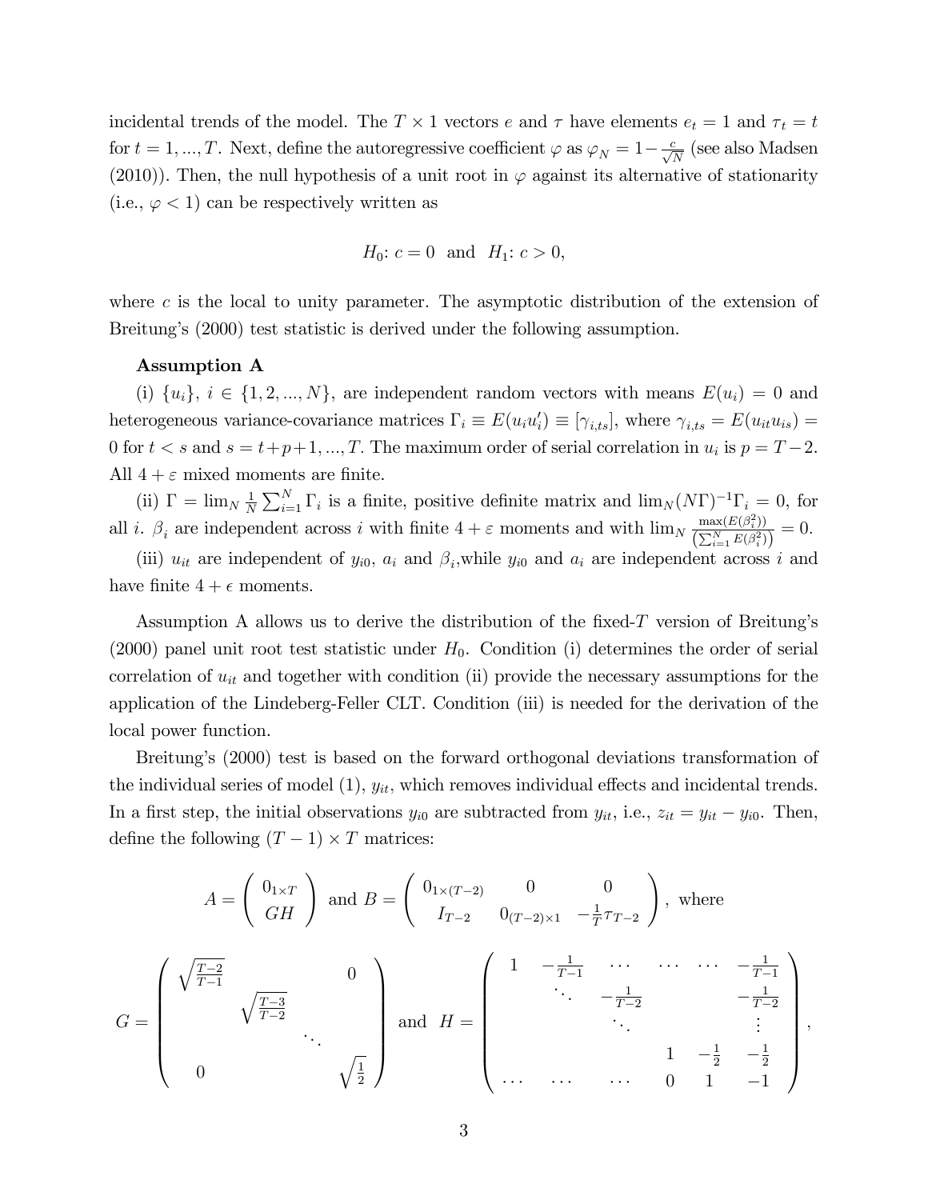incidental trends of the model. The $T \times 1$ vectors $e$ and $\tau$ have elements $e_t = 1$ and $\tau_t = t$ for $t = 1, ..., T$. Next, define the autoregressive coefficient $\varphi$ as $\varphi_N = 1 - \frac{c}{\sqrt{N}}$ (see also Madsen (2010)). Then, the null hypothesis of a unit root in $\varphi$ against its alternative of stationarity (i.e., $\varphi < 1$) can be respectively written as

$$H_0\colon c = 0 \text{ and } H_1\colon c > 0,$$

where $c$ is the local to unity parameter. The asymptotic distribution of the extension of Breitung's (2000) test statistic is derived under the following assumption.

**Assumption A**

(i) $\{u_i\}$, $i \in \{1, 2, ..., N\}$, are independent random vectors with means $E(u_i) = 0$ and heterogeneous variance-covariance matrices $\Gamma_i \equiv E(u_i u_i') \equiv [\gamma_{i,ts}]$, where $\gamma_{i,ts} = E(u_{it} u_{is}) = 0$ for $t < s$ and $s = t+p+1, ..., T$. The maximum order of serial correlation in $u_i$ is $p = T-2$. All $4 + \varepsilon$ mixed moments are finite.

(ii) $\Gamma = \lim_N \frac{1}{N} \sum_{i=1}^{N} \Gamma_i$ is a finite, positive definite matrix and $\lim_N (N\Gamma)^{-1} \Gamma_i = 0$, for all $i$. $\beta_i$ are independent across $i$ with finite $4 + \varepsilon$ moments and with $\lim_N \frac{\max(E(\beta_i^2))}{\left(\sum_{i=1}^{N} E(\beta_i^2)\right)} = 0$.

(iii) $u_{it}$ are independent of $y_{i0}$, $a_i$ and $\beta_i$, while $y_{i0}$ and $a_i$ are independent across $i$ and have finite $4 + \epsilon$ moments.

Assumption A allows us to derive the distribution of the fixed-$T$ version of Breitung's (2000) panel unit root test statistic under $H_0$. Condition (i) determines the order of serial correlation of $u_{it}$ and together with condition (ii) provide the necessary assumptions for the application of the Lindeberg-Feller CLT. Condition (iii) is needed for the derivation of the local power function.

Breitung's (2000) test is based on the forward orthogonal deviations transformation of the individual series of model (1), $y_{it}$, which removes individual effects and incidental trends. In a first step, the initial observations $y_{i0}$ are subtracted from $y_{it}$, i.e., $z_{it} = y_{it} - y_{i0}$. Then, define the following $(T-1) \times T$ matrices:

$$A = \begin{pmatrix} 0_{1 \times T} \\ GH \end{pmatrix} \text{ and } B = \begin{pmatrix} 0_{1 \times (T-2)} & 0 & 0 \\ I_{T-2} & 0_{(T-2) \times 1} & -\frac{1}{T}\tau_{T-2} \end{pmatrix}, \text{ where}$$

$$G = \begin{pmatrix} \sqrt{\frac{T-2}{T-1}} & & & 0 \\ & \sqrt{\frac{T-3}{T-2}} & & \\ & & \ddots & \\ 0 & & & \sqrt{\frac{1}{2}} \end{pmatrix} \text{ and } H = \begin{pmatrix} 1 & -\frac{1}{T-1} & \cdots & \cdots & \cdots & -\frac{1}{T-1} \\ & \ddots & -\frac{1}{T-2} & & & -\frac{1}{T-2} \\ & & \ddots & & & \vdots \\ & & & 1 & -\frac{1}{2} & -\frac{1}{2} \\ \cdots & \cdots & \cdots & 0 & 1 & -1 \end{pmatrix},$$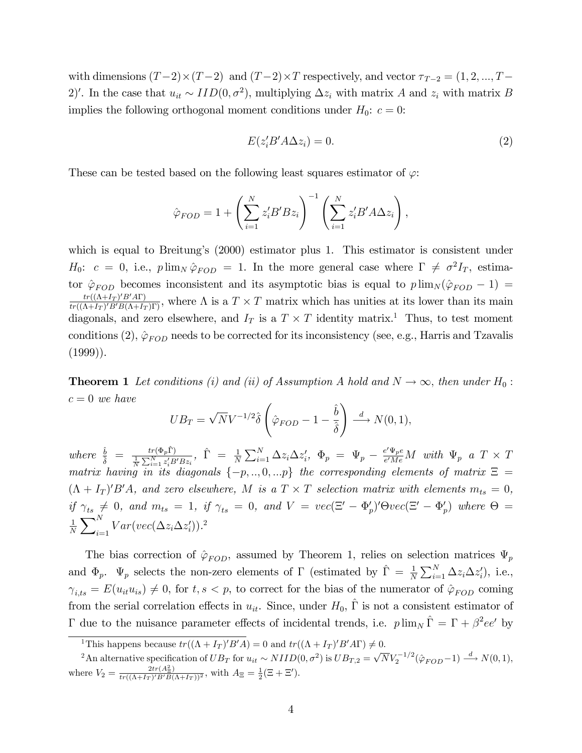with dimensions $(T-2)\times(T-2)$ and $(T-2)\times T$ respectively, and vector $\tau_{T-2}=(1,2,...,T-2)'$. In the case that $u_{it}\sim IID(0,\sigma^2)$, multiplying $\Delta z_i$ with matrix $A$ and $z_i$ with matrix $B$ implies the following orthogonal moment conditions under $H_0$: $c=0$:

$$E(z_i'B'A\Delta z_i)=0. \tag{2}$$

These can be tested based on the following least squares estimator of $\varphi$:

$$\hat{\varphi}_{FOD}=1+\left(\sum_{i=1}^{N} z_i'B'Bz_i\right)^{-1}\left(\sum_{i=1}^{N} z_i'B'A\Delta z_i\right),$$

which is equal to Breitung's (2000) estimator plus 1. This estimator is consistent under $H_0$: $c=0$, i.e., $p\lim_N \hat{\varphi}_{FOD}=1$. In the more general case where $\Gamma\neq\sigma^2 I_T$, estimator $\hat{\varphi}_{FOD}$ becomes inconsistent and its asymptotic bias is equal to $p\lim_N(\hat{\varphi}_{FOD}-1)=\frac{tr((\Lambda+I_T)'B'A\Gamma)}{tr((\Lambda+I_T)'B'B(\Lambda+I_T)\Gamma)}$, where $\Lambda$ is a $T\times T$ matrix which has unities at its lower than its main diagonals, and zero elsewhere, and $I_T$ is a $T\times T$ identity matrix.[1] Thus, to test moment conditions (2), $\hat{\varphi}_{FOD}$ needs to be corrected for its inconsistency (see, e.g., Harris and Tzavalis (1999)).

**Theorem 1** *Let conditions (i) and (ii) of Assumption A hold and $N\to\infty$, then under $H_0$ : $c=0$ we have*

$$UB_T=\sqrt{N}V^{-1/2}\hat{\delta}\left(\hat{\varphi}_{FOD}-1-\frac{\hat{b}}{\hat{\delta}}\right)\xrightarrow{d} N(0,1),$$

*where $\frac{\hat{b}}{\hat{\delta}}=\frac{tr(\Phi_p\hat{\Gamma})}{\frac{1}{N}\sum_{i=1}^{N} z_i'B'Bz_i}$, $\hat{\Gamma}=\frac{1}{N}\sum_{i=1}^{N}\Delta z_i\Delta z_i'$, $\Phi_p=\Psi_p-\frac{e'\Psi_p e}{e'Me}M$ with $\Psi_p$ a $T\times T$ matrix having in its diagonals $\{-p,..,0,...p\}$ the corresponding elements of matrix $\Xi=(\Lambda+I_T)'B'A$, and zero elsewhere, $M$ is a $T\times T$ selection matrix with elements $m_{ts}=0$, if $\gamma_{ts}\neq 0$, and $m_{ts}=1$, if $\gamma_{ts}=0$, and $V=vec(\Xi'-\Phi_p')'\Theta vec(\Xi'-\Phi_p')$ where $\Theta=\frac{1}{N}\sum_{i=1}^{N}Var(vec(\Delta z_i\Delta z_i'))$.*[2]

The bias correction of $\hat{\varphi}_{FOD}$, assumed by Theorem 1, relies on selection matrices $\Psi_p$ and $\Phi_p$. $\Psi_p$ selects the non-zero elements of $\Gamma$ (estimated by $\hat{\Gamma}=\frac{1}{N}\sum_{i=1}^{N}\Delta z_i\Delta z_i'$), i.e., $\gamma_{i,ts}=E(u_{it}u_{is})\neq 0$, for $t,s<p$, to correct for the bias of the numerator of $\hat{\varphi}_{FOD}$ coming from the serial correlation effects in $u_{it}$. Since, under $H_0$, $\hat{\Gamma}$ is not a consistent estimator of $\Gamma$ due to the nuisance parameter effects of incidental trends, i.e. $p\lim_N\hat{\Gamma}=\Gamma+\beta^2 ee'$ by

---

[1] This happens because $tr((\Lambda+I_T)'B'A)=0$ and $tr((\Lambda+I_T)'B'A\Gamma)\neq 0$.

[2] An alternative specification of $UB_T$ for $u_{it}\sim NIID(0,\sigma^2)$ is $UB_{T,2}=\sqrt{N}V_2^{-1/2}(\hat{\varphi}_{FOD}-1)\xrightarrow{d} N(0,1)$, where $V_2=\frac{2tr(A_{\Xi}^2)}{tr((\Lambda+I_T)'B'B(\Lambda+I_T))^2}$, with $A_{\Xi}=\frac{1}{2}(\Xi+\Xi')$.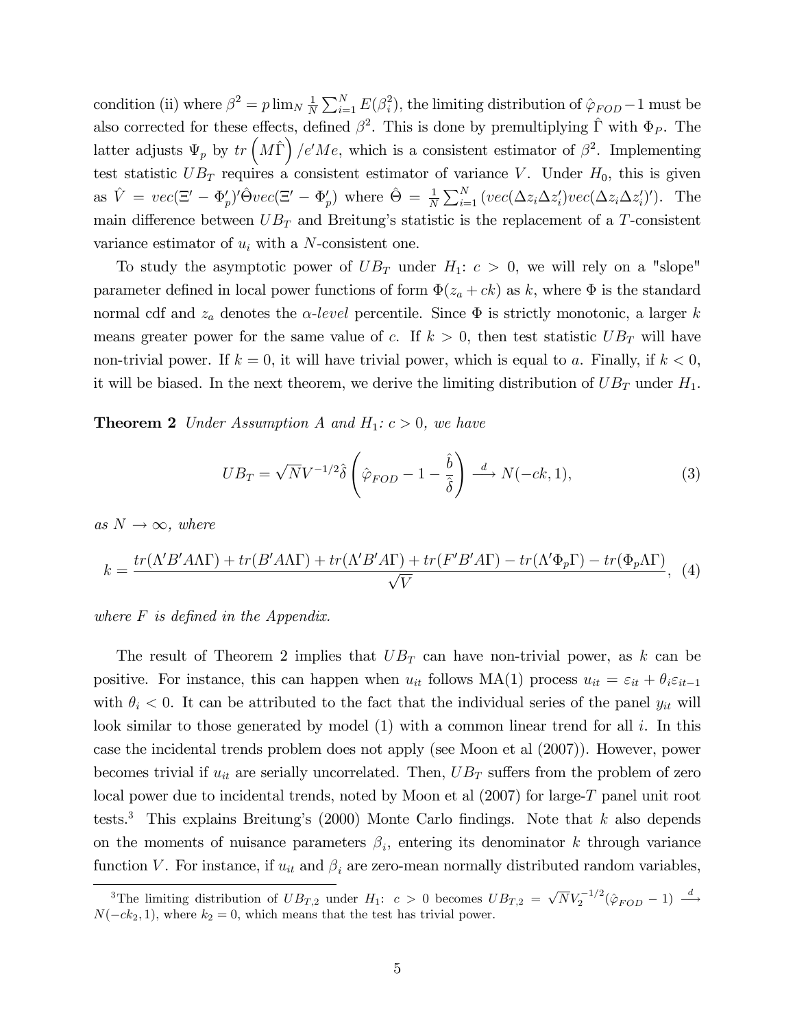condition (ii) where $\beta^2 = p\lim_N \frac{1}{N}\sum_{i=1}^{N} E(\beta_i^2)$, the limiting distribution of $\hat{\varphi}_{FOD}-1$ must be also corrected for these effects, defined $\beta^2$. This is done by premultiplying $\hat{\Gamma}$ with $\Phi_P$. The latter adjusts $\Psi_p$ by $tr\left(M\hat{\Gamma}\right)/e'Me$, which is a consistent estimator of $\beta^2$. Implementing test statistic $UB_T$ requires a consistent estimator of variance $V$. Under $H_0$, this is given as $\hat{V} = vec(\Xi' - \Phi_p')'\hat{\Theta}vec(\Xi' - \Phi_p')$ where $\hat{\Theta} = \frac{1}{N}\sum_{i=1}^{N}(vec(\Delta z_i \Delta z_i')vec(\Delta z_i \Delta z_i')')$. The main difference between $UB_T$ and Breitung's statistic is the replacement of a $T$-consistent variance estimator of $u_i$ with a $N$-consistent one.

To study the asymptotic power of $UB_T$ under $H_1$: $c > 0$, we will rely on a "slope" parameter defined in local power functions of form $\Phi(z_a + ck)$ as $k$, where $\Phi$ is the standard normal cdf and $z_a$ denotes the $\alpha$-*level* percentile. Since $\Phi$ is strictly monotonic, a larger $k$ means greater power for the same value of $c$. If $k > 0$, then test statistic $UB_T$ will have non-trivial power. If $k = 0$, it will have trivial power, which is equal to $a$. Finally, if $k < 0$, it will be biased. In the next theorem, we derive the limiting distribution of $UB_T$ under $H_1$.

**Theorem 2** *Under Assumption A and $H_1$: $c > 0$, we have*

$$UB_T = \sqrt{N}V^{-1/2}\hat{\delta}\left(\hat{\varphi}_{FOD} - 1 - \frac{\hat{b}}{\hat{\delta}}\right) \xrightarrow{d} N(-ck, 1), \tag{3}$$

*as $N \to \infty$, where*

$$k = \frac{tr(\Lambda'B'A\Lambda\Gamma) + tr(B'A\Lambda\Gamma) + tr(\Lambda'B'A\Gamma) + tr(F'B'A\Gamma) - tr(\Lambda'\Phi_p\Gamma) - tr(\Phi_p\Lambda\Gamma)}{\sqrt{V}}, \tag{4}$$

*where $F$ is defined in the Appendix.*

The result of Theorem 2 implies that $UB_T$ can have non-trivial power, as $k$ can be positive. For instance, this can happen when $u_{it}$ follows MA(1) process $u_{it} = \varepsilon_{it} + \theta_i\varepsilon_{it-1}$ with $\theta_i < 0$. It can be attributed to the fact that the individual series of the panel $y_{it}$ will look similar to those generated by model (1) with a common linear trend for all $i$. In this case the incidental trends problem does not apply (see Moon et al (2007)). However, power becomes trivial if $u_{it}$ are serially uncorrelated. Then, $UB_T$ suffers from the problem of zero local power due to incidental trends, noted by Moon et al (2007) for large-$T$ panel unit root tests.[3] This explains Breitung's (2000) Monte Carlo findings. Note that $k$ also depends on the moments of nuisance parameters $\beta_i$, entering its denominator $k$ through variance function $V$. For instance, if $u_{it}$ and $\beta_i$ are zero-mean normally distributed random variables,

[3] The limiting distribution of $UB_{T,2}$ under $H_1$: $c > 0$ becomes $UB_{T,2} = \sqrt{N}V_2^{-1/2}(\hat{\varphi}_{FOD} - 1) \xrightarrow{d} N(-ck_2, 1)$, where $k_2 = 0$, which means that the test has trivial power.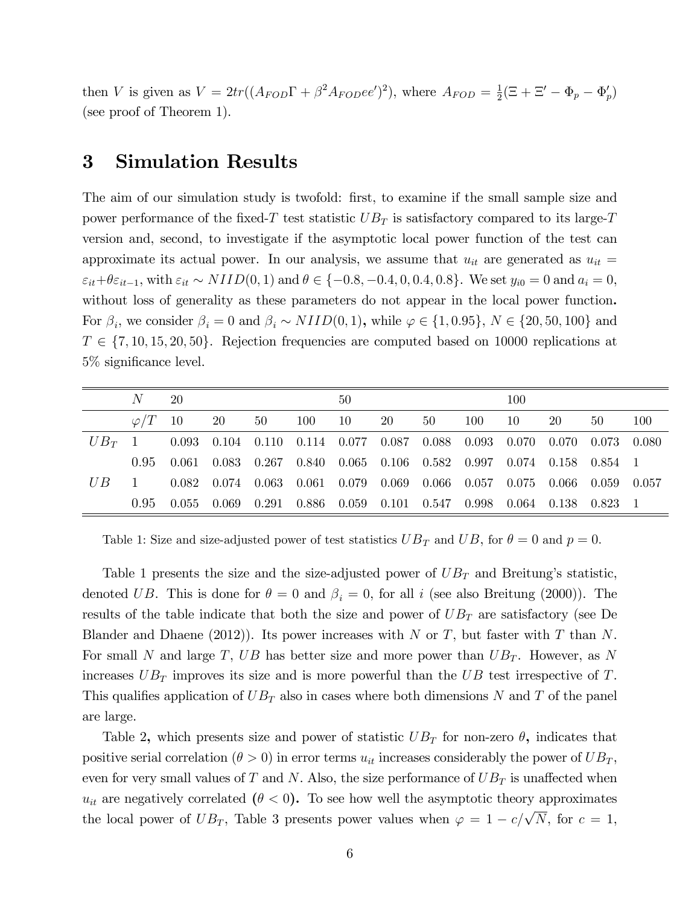then $V$ is given as $V = 2tr((A_{FOD}\Gamma + \beta^2 A_{FOD}ee')^2)$, where $A_{FOD} = \frac{1}{2}(\Xi + \Xi' - \Phi_p - \Phi_p')$ (see proof of Theorem 1).

# 3 Simulation Results

The aim of our simulation study is twofold: first, to examine if the small sample size and power performance of the fixed-$T$ test statistic $UB_T$ is satisfactory compared to its large-$T$ version and, second, to investigate if the asymptotic local power function of the test can approximate its actual power. In our analysis, we assume that $u_{it}$ are generated as $u_{it} = \varepsilon_{it} + \theta\varepsilon_{it-1}$, with $\varepsilon_{it} \sim NIID(0,1)$ and $\theta \in \{-0.8, -0.4, 0, 0.4, 0.8\}$. We set $y_{i0} = 0$ and $a_i = 0$, without loss of generality as these parameters do not appear in the local power function. For $\beta_i$, we consider $\beta_i = 0$ and $\beta_i \sim NIID(0,1)$, while $\varphi \in \{1, 0.95\}$, $N \in \{20, 50, 100\}$ and $T \in \{7, 10, 15, 20, 50\}$. Rejection frequencies are computed based on 10000 replications at 5% significance level.

| | $N$ | 20 | | | | 50 | | | | 100 | | | |
|---|---|---|---|---|---|---|---|---|---|---|---|---|---|
| | $\varphi/T$ | 10 | 20 | 50 | 100 | 10 | 20 | 50 | 100 | 10 | 20 | 50 | 100 |
| $UB_T$ | 1 | 0.093 | 0.104 | 0.110 | 0.114 | 0.077 | 0.087 | 0.088 | 0.093 | 0.070 | 0.070 | 0.073 | 0.080 |
| | 0.95 | 0.061 | 0.083 | 0.267 | 0.840 | 0.065 | 0.106 | 0.582 | 0.997 | 0.074 | 0.158 | 0.854 | 1 |
| $UB$ | 1 | 0.082 | 0.074 | 0.063 | 0.061 | 0.079 | 0.069 | 0.066 | 0.057 | 0.075 | 0.066 | 0.059 | 0.057 |
| | 0.95 | 0.055 | 0.069 | 0.291 | 0.886 | 0.059 | 0.101 | 0.547 | 0.998 | 0.064 | 0.138 | 0.823 | 1 |

Table 1: Size and size-adjusted power of test statistics $UB_T$ and $UB$, for $\theta = 0$ and $p = 0$.

Table 1 presents the size and the size-adjusted power of $UB_T$ and Breitung's statistic, denoted $UB$. This is done for $\theta = 0$ and $\beta_i = 0$, for all $i$ (see also Breitung (2000)). The results of the table indicate that both the size and power of $UB_T$ are satisfactory (see De Blander and Dhaene (2012)). Its power increases with $N$ or $T$, but faster with $T$ than $N$. For small $N$ and large $T$, $UB$ has better size and more power than $UB_T$. However, as $N$ increases $UB_T$ improves its size and is more powerful than the $UB$ test irrespective of $T$. This qualifies application of $UB_T$ also in cases where both dimensions $N$ and $T$ of the panel are large.

Table 2, which presents size and power of statistic $UB_T$ for non-zero $\theta$, indicates that positive serial correlation ($\theta > 0$) in error terms $u_{it}$ increases considerably the power of $UB_T$, even for very small values of $T$ and $N$. Also, the size performance of $UB_T$ is unaffected when $u_{it}$ are negatively correlated ($\theta < 0$). To see how well the asymptotic theory approximates the local power of $UB_T$, Table 3 presents power values when $\varphi = 1 - c/\sqrt{N}$, for $c = 1$,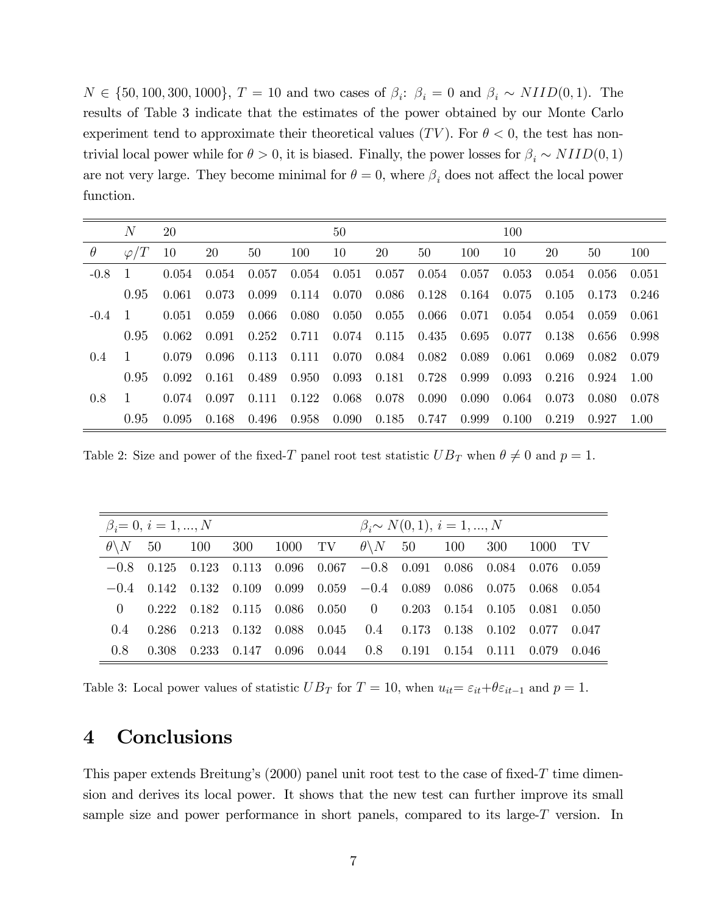$N \in \{50, 100, 300, 1000\}$, $T = 10$ and two cases of $\beta_i$: $\beta_i = 0$ and $\beta_i \sim NIID(0, 1)$. The results of Table 3 indicate that the estimates of the power obtained by our Monte Carlo experiment tend to approximate their theoretical values ($TV$). For $\theta < 0$, the test has non-trivial local power while for $\theta > 0$, it is biased. Finally, the power losses for $\beta_i \sim NIID(0, 1)$ are not very large. They become minimal for $\theta = 0$, where $\beta_i$ does not affect the local power function.

| | $N$ | 20 | | | | 50 | | | | 100 | | | |
|---|---|---|---|---|---|---|---|---|---|---|---|---|---|
| $\theta$ | $\varphi/T$ | 10 | 20 | 50 | 100 | 10 | 20 | 50 | 100 | 10 | 20 | 50 | 100 |
| -0.8 | 1 | 0.054 | 0.054 | 0.057 | 0.054 | 0.051 | 0.057 | 0.054 | 0.057 | 0.053 | 0.054 | 0.056 | 0.051 |
| | 0.95 | 0.061 | 0.073 | 0.099 | 0.114 | 0.070 | 0.086 | 0.128 | 0.164 | 0.075 | 0.105 | 0.173 | 0.246 |
| -0.4 | 1 | 0.051 | 0.059 | 0.066 | 0.080 | 0.050 | 0.055 | 0.066 | 0.071 | 0.054 | 0.054 | 0.059 | 0.061 |
| | 0.95 | 0.062 | 0.091 | 0.252 | 0.711 | 0.074 | 0.115 | 0.435 | 0.695 | 0.077 | 0.138 | 0.656 | 0.998 |
| 0.4 | 1 | 0.079 | 0.096 | 0.113 | 0.111 | 0.070 | 0.084 | 0.082 | 0.089 | 0.061 | 0.069 | 0.082 | 0.079 |
| | 0.95 | 0.092 | 0.161 | 0.489 | 0.950 | 0.093 | 0.181 | 0.728 | 0.999 | 0.093 | 0.216 | 0.924 | 1.00 |
| 0.8 | 1 | 0.074 | 0.097 | 0.111 | 0.122 | 0.068 | 0.078 | 0.090 | 0.090 | 0.064 | 0.073 | 0.080 | 0.078 |
| | 0.95 | 0.095 | 0.168 | 0.496 | 0.958 | 0.090 | 0.185 | 0.747 | 0.999 | 0.100 | 0.219 | 0.927 | 1.00 |

Table 2: Size and power of the fixed-$T$ panel root test statistic $UB_T$ when $\theta \neq 0$ and $p = 1$.

| $\beta_i = 0$, $i = 1, ..., N$ | | | | | | $\beta_i \sim N(0, 1)$, $i = 1, ..., N$ | | | | | |
|---|---|---|---|---|---|---|---|---|---|---|---|
| $\theta \backslash N$ | 50 | 100 | 300 | 1000 | TV | $\theta \backslash N$ | 50 | 100 | 300 | 1000 | TV |
| $-0.8$ | 0.125 | 0.123 | 0.113 | 0.096 | 0.067 | $-0.8$ | 0.091 | 0.086 | 0.084 | 0.076 | 0.059 |
| $-0.4$ | 0.142 | 0.132 | 0.109 | 0.099 | 0.059 | $-0.4$ | 0.089 | 0.086 | 0.075 | 0.068 | 0.054 |
| 0 | 0.222 | 0.182 | 0.115 | 0.086 | 0.050 | 0 | 0.203 | 0.154 | 0.105 | 0.081 | 0.050 |
| 0.4 | 0.286 | 0.213 | 0.132 | 0.088 | 0.045 | 0.4 | 0.173 | 0.138 | 0.102 | 0.077 | 0.047 |
| 0.8 | 0.308 | 0.233 | 0.147 | 0.096 | 0.044 | 0.8 | 0.191 | 0.154 | 0.111 | 0.079 | 0.046 |

Table 3: Local power values of statistic $UB_T$ for $T = 10$, when $u_{it} = \varepsilon_{it} + \theta\varepsilon_{it-1}$ and $p = 1$.

# 4 Conclusions

This paper extends Breitung's (2000) panel unit root test to the case of fixed-$T$ time dimension and derives its local power. It shows that the new test can further improve its small sample size and power performance in short panels, compared to its large-$T$ version. In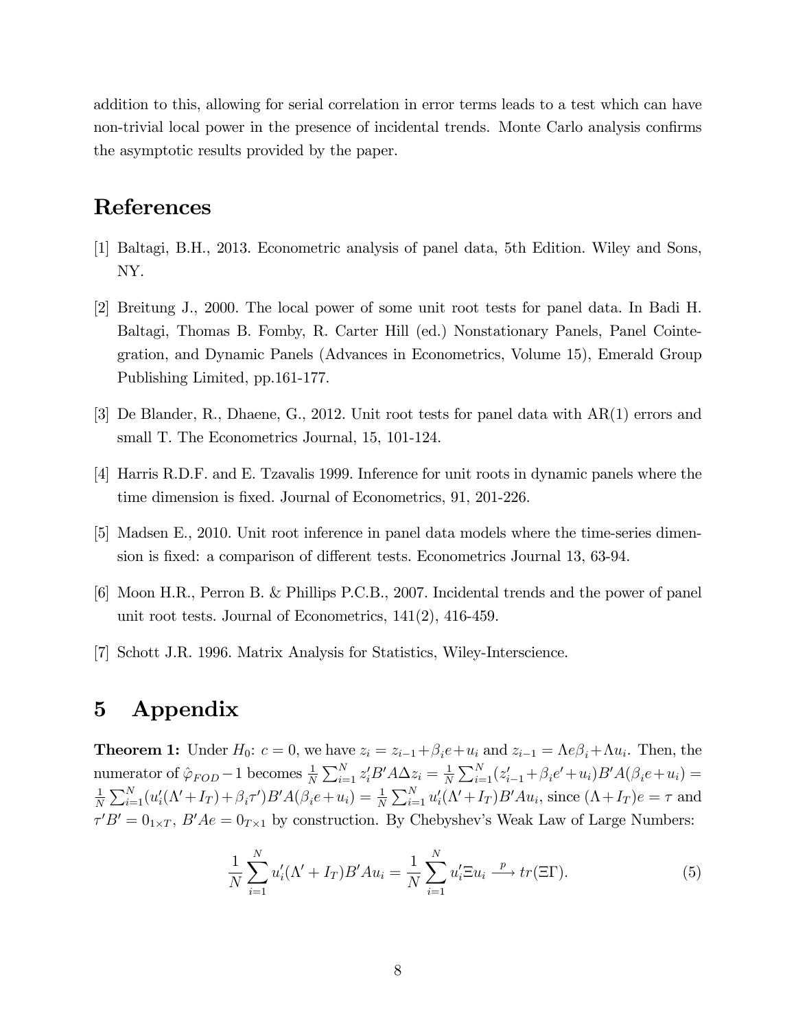addition to this, allowing for serial correlation in error terms leads to a test which can have non-trivial local power in the presence of incidental trends. Monte Carlo analysis confirms the asymptotic results provided by the paper.

## References

[1] Baltagi, B.H., 2013. Econometric analysis of panel data, 5th Edition. Wiley and Sons, NY.

[2] Breitung J., 2000. The local power of some unit root tests for panel data. In Badi H. Baltagi, Thomas B. Fomby, R. Carter Hill (ed.) Nonstationary Panels, Panel Cointegration, and Dynamic Panels (Advances in Econometrics, Volume 15), Emerald Group Publishing Limited, pp.161-177.

[3] De Blander, R., Dhaene, G., 2012. Unit root tests for panel data with AR(1) errors and small T. The Econometrics Journal, 15, 101-124.

[4] Harris R.D.F. and E. Tzavalis 1999. Inference for unit roots in dynamic panels where the time dimension is fixed. Journal of Econometrics, 91, 201-226.

[5] Madsen E., 2010. Unit root inference in panel data models where the time-series dimension is fixed: a comparison of different tests. Econometrics Journal 13, 63-94.

[6] Moon H.R., Perron B. & Phillips P.C.B., 2007. Incidental trends and the power of panel unit root tests. Journal of Econometrics, 141(2), 416-459.

[7] Schott J.R. 1996. Matrix Analysis for Statistics, Wiley-Interscience.

# 5 Appendix

**Theorem 1:** Under $H_0$: $c = 0$, we have $z_i = z_{i-1} + \beta_i e + u_i$ and $z_{i-1} = \Lambda e \beta_i + \Lambda u_i$. Then, the numerator of $\hat{\varphi}_{FOD} - 1$ becomes $\frac{1}{N}\sum_{i=1}^{N} z_i' B' A \Delta z_i = \frac{1}{N}\sum_{i=1}^{N}(z_{i-1}' + \beta_i e' + u_i) B' A (\beta_i e + u_i) = \frac{1}{N}\sum_{i=1}^{N}(u_i'(\Lambda' + I_T) + \beta_i \tau') B' A (\beta_i e + u_i) = \frac{1}{N}\sum_{i=1}^{N} u_i'(\Lambda' + I_T) B' A u_i$, since $(\Lambda + I_T)e = \tau$ and $\tau' B' = 0_{1\times T}$, $B' A e = 0_{T\times 1}$ by construction. By Chebyshev's Weak Law of Large Numbers:

$$\frac{1}{N}\sum_{i=1}^{N} u_i'(\Lambda' + I_T) B' A u_i = \frac{1}{N}\sum_{i=1}^{N} u_i' \Xi u_i \xrightarrow{p} tr(\Xi \Gamma). \tag{5}$$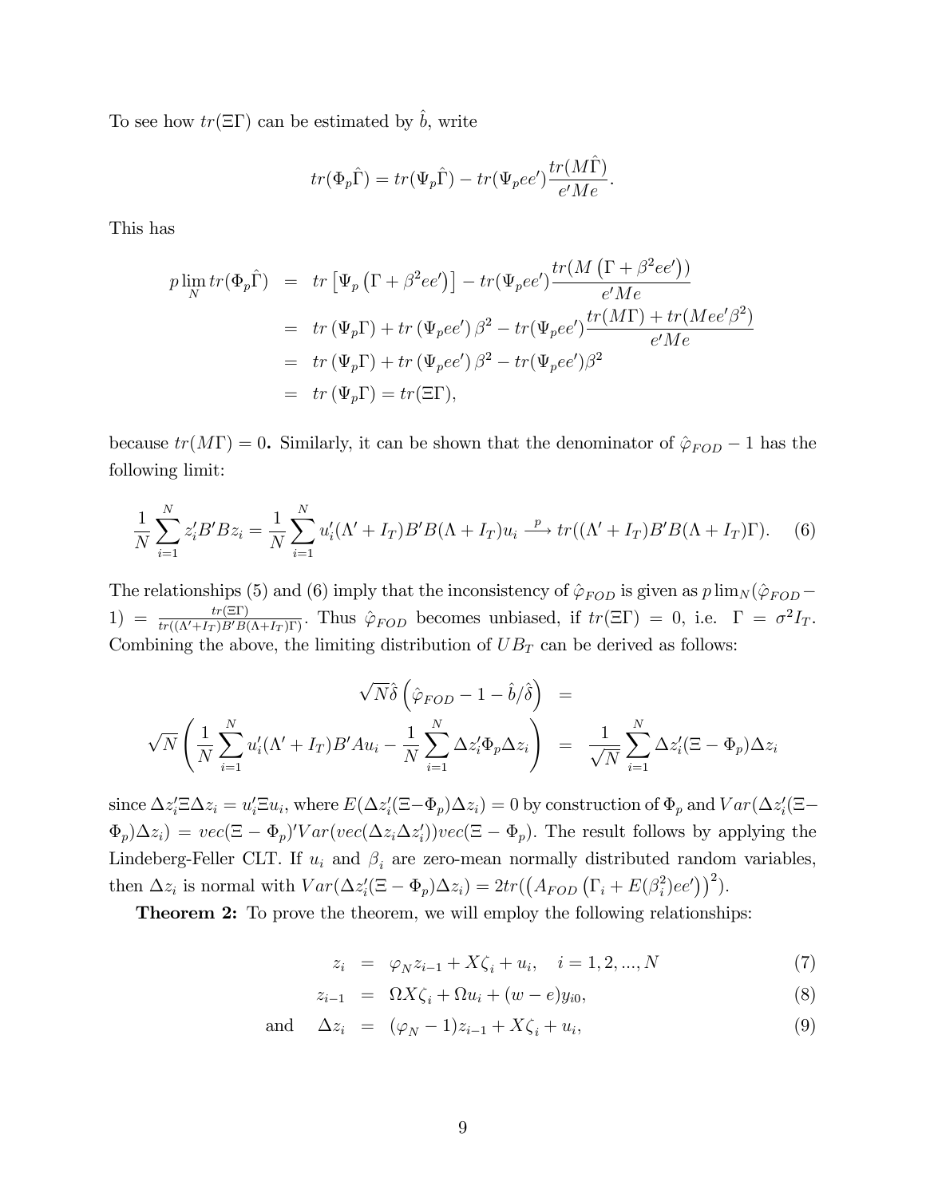To see how $tr(\Xi\Gamma)$ can be estimated by $\hat{b}$, write

$$tr(\Phi_p\hat{\Gamma}) = tr(\Psi_p\hat{\Gamma}) - tr(\Psi_p ee')\frac{tr(M\hat{\Gamma})}{e'Me}.$$

This has

$$\begin{aligned}
p\lim_N tr(\Phi_p\hat{\Gamma}) &= tr\left[\Psi_p\left(\Gamma + \beta^2 ee'\right)\right] - tr(\Psi_p ee')\frac{tr(M\left(\Gamma + \beta^2 ee'\right))}{e'Me} \\
&= tr\left(\Psi_p\Gamma\right) + tr\left(\Psi_p ee'\right)\beta^2 - tr(\Psi_p ee')\frac{tr(M\Gamma) + tr(Mee'\beta^2)}{e'Me} \\
&= tr\left(\Psi_p\Gamma\right) + tr\left(\Psi_p ee'\right)\beta^2 - tr(\Psi_p ee')\beta^2 \\
&= tr\left(\Psi_p\Gamma\right) = tr(\Xi\Gamma),
\end{aligned}$$

because $tr(M\Gamma) = 0$**.** Similarly, it can be shown that the denominator of $\hat{\varphi}_{FOD} - 1$ has the following limit:

$$\frac{1}{N}\sum_{i=1}^{N} z_i'B'Bz_i = \frac{1}{N}\sum_{i=1}^{N} u_i'(\Lambda' + I_T)B'B(\Lambda + I_T)u_i \xrightarrow{p} tr((\Lambda' + I_T)B'B(\Lambda + I_T)\Gamma). \quad (6)$$

The relationships (5) and (6) imply that the inconsistency of $\hat{\varphi}_{FOD}$ is given as $p\lim_N(\hat{\varphi}_{FOD} - 1) = \frac{tr(\Xi\Gamma)}{tr((\Lambda'+I_T)B'B(\Lambda+I_T)\Gamma)}$. Thus $\hat{\varphi}_{FOD}$ becomes unbiased, if $tr(\Xi\Gamma) = 0$, i.e. $\Gamma = \sigma^2 I_T$. Combining the above, the limiting distribution of $UB_T$ can be derived as follows:

$$\begin{aligned}
\sqrt{N}\hat{\delta}\left(\hat{\varphi}_{FOD} - 1 - \hat{b}/\hat{\delta}\right) &= \\
\sqrt{N}\left(\frac{1}{N}\sum_{i=1}^{N} u_i'(\Lambda' + I_T)B'Au_i - \frac{1}{N}\sum_{i=1}^{N}\Delta z_i'\Phi_p\Delta z_i\right) &= \frac{1}{\sqrt{N}}\sum_{i=1}^{N}\Delta z_i'(\Xi - \Phi_p)\Delta z_i
\end{aligned}$$

since $\Delta z_i'\Xi\Delta z_i = u_i'\Xi u_i$, where $E(\Delta z_i'(\Xi - \Phi_p)\Delta z_i) = 0$ by construction of $\Phi_p$ and $Var(\Delta z_i'(\Xi - \Phi_p)\Delta z_i) = vec(\Xi - \Phi_p)'Var(vec(\Delta z_i\Delta z_i'))vec(\Xi - \Phi_p)$. The result follows by applying the Lindeberg-Feller CLT. If $u_i$ and $\beta_i$ are zero-mean normally distributed random variables, then $\Delta z_i$ is normal with $Var(\Delta z_i'(\Xi - \Phi_p)\Delta z_i) = 2tr(\left(A_{FOD}\left(\Gamma_i + E(\beta_i^2)ee'\right)\right)^2)$.

**Theorem 2:** To prove the theorem, we will employ the following relationships:

$$\begin{aligned}
z_i &= \varphi_N z_{i-1} + X\zeta_i + u_i, \quad i = 1, 2, ..., N \quad (7) \\
z_{i-1} &= \Omega X\zeta_i + \Omega u_i + (w - e)y_{i0}, \quad (8) \\
\text{and} \quad \Delta z_i &= (\varphi_N - 1)z_{i-1} + X\zeta_i + u_i, \quad (9)
\end{aligned}$$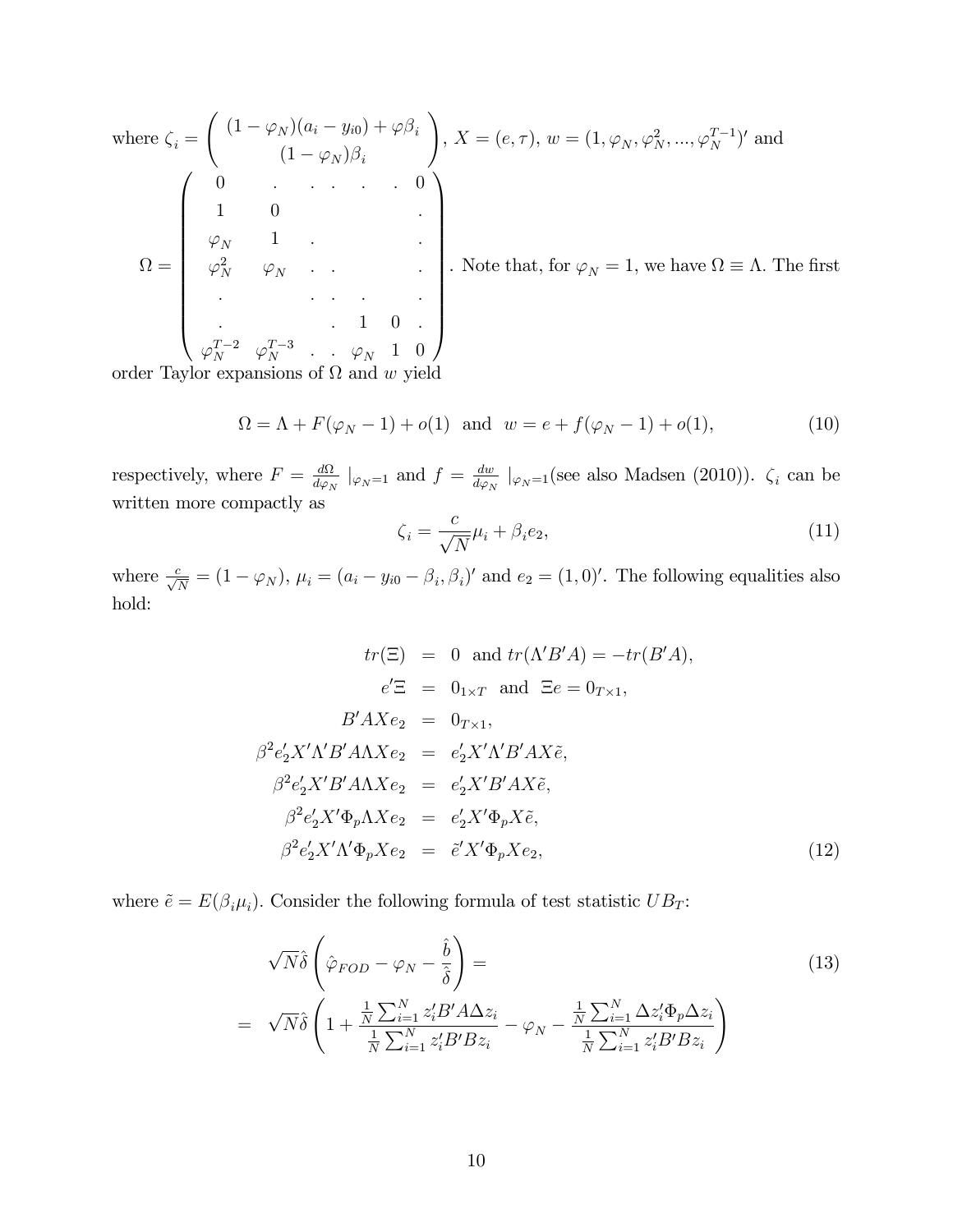where $\zeta_i = \begin{pmatrix} (1-\varphi_N)(a_i - y_{i0}) + \varphi\beta_i \\ (1-\varphi_N)\beta_i \end{pmatrix}$, $X = (e, \tau)$, $w = (1, \varphi_N, \varphi_N^2, ..., \varphi_N^{T-1})'$ and

$$\Omega = \begin{pmatrix} 0 & . & . & . & . & . & 0 \\ 1 & 0 & & & & & . \\ \varphi_N & 1 & . & & & & . \\ \varphi_N^2 & \varphi_N & . & . & & & . \\ . & & . & . & . & & . \\ . & & & . & 1 & 0 & . \\ \varphi_N^{T-2} & \varphi_N^{T-3} & . & . & \varphi_N & 1 & 0 \end{pmatrix}.$$

Note that, for $\varphi_N = 1$, we have $\Omega \equiv \Lambda$. The first order Taylor expansions of $\Omega$ and $w$ yield

$$\Omega = \Lambda + F(\varphi_N - 1) + o(1) \ \text{ and } \ w = e + f(\varphi_N - 1) + o(1), \tag{10}$$

respectively, where $F = \frac{d\Omega}{d\varphi_N} \mid_{\varphi_N=1}$ and $f = \frac{dw}{d\varphi_N} \mid_{\varphi_N=1}$(see also Madsen (2010)). $\zeta_i$ can be written more compactly as

$$\zeta_i = \frac{c}{\sqrt{N}}\mu_i + \beta_i e_2, \tag{11}$$

where $\frac{c}{\sqrt{N}} = (1-\varphi_N)$, $\mu_i = (a_i - y_{i0} - \beta_i, \beta_i)'$ and $e_2 = (1, 0)'$. The following equalities also hold:

$$\begin{aligned} tr(\Xi) &= 0 \ \text{ and } tr(\Lambda' B' A) = -tr(B'A), \\ e'\Xi &= 0_{1\times T} \ \text{ and } \ \Xi e = 0_{T\times 1}, \\ B'AXe_2 &= 0_{T\times 1}, \\ \beta^2 e_2' X' \Lambda' B' A \Lambda X e_2 &= e_2' X' \Lambda' B' A X \tilde{e}, \\ \beta^2 e_2' X' B' A \Lambda X e_2 &= e_2' X' B' A X \tilde{e}, \\ \beta^2 e_2' X' \Phi_p \Lambda X e_2 &= e_2' X' \Phi_p X \tilde{e}, \\ \beta^2 e_2' X' \Lambda' \Phi_p X e_2 &= \tilde{e}' X' \Phi_p X e_2, \end{aligned} \tag{12}$$

where $\tilde{e} = E(\beta_i \mu_i)$. Consider the following formula of test statistic $UB_T$:

$$\begin{aligned} &\sqrt{N}\hat{\delta}\left(\hat{\varphi}_{FOD} - \varphi_N - \frac{\hat{b}}{\hat{\delta}}\right) = \\ &= \sqrt{N}\hat{\delta}\left(1 + \frac{\frac{1}{N}\sum_{i=1}^N z_i' B' A \Delta z_i}{\frac{1}{N}\sum_{i=1}^N z_i' B' B z_i} - \varphi_N - \frac{\frac{1}{N}\sum_{i=1}^N \Delta z_i' \Phi_p \Delta z_i}{\frac{1}{N}\sum_{i=1}^N z_i' B' B z_i}\right) \end{aligned} \tag{13}$$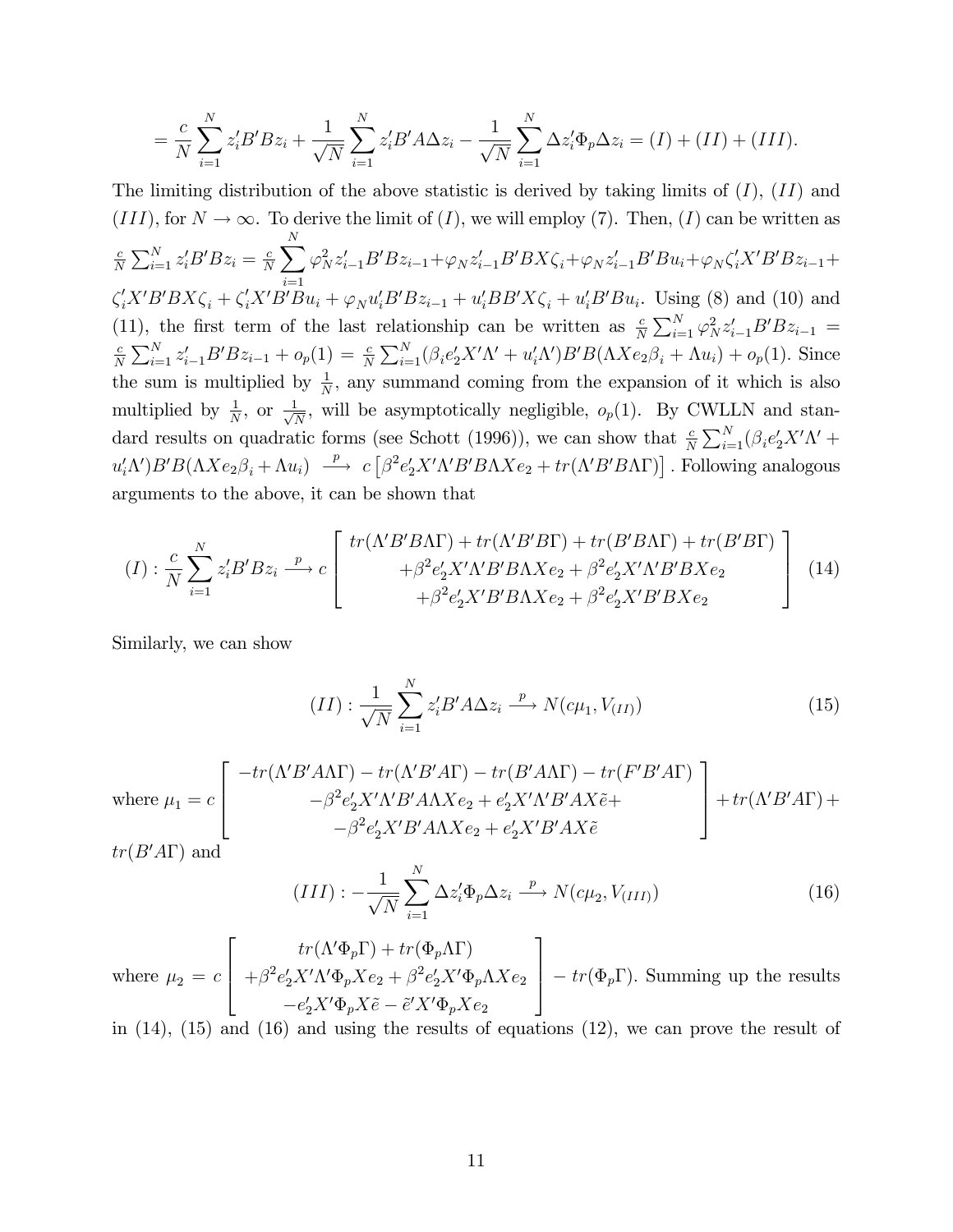$$= \frac{c}{N}\sum_{i=1}^{N} z_i' B' B z_i + \frac{1}{\sqrt{N}}\sum_{i=1}^{N} z_i' B' A \Delta z_i - \frac{1}{\sqrt{N}}\sum_{i=1}^{N} \Delta z_i' \Phi_p \Delta z_i = (I) + (II) + (III).$$

The limiting distribution of the above statistic is derived by taking limits of $(I)$, $(II)$ and $(III)$, for $N \to \infty$. To derive the limit of $(I)$, we will employ (7). Then, $(I)$ can be written as $\frac{c}{N}\sum_{i=1}^{N} z_i' B' B z_i = \frac{c}{N}\sum_{i=1}^{N} \varphi_N^2 z_{i-1}' B' B z_{i-1} + \varphi_N z_{i-1}' B' B X \zeta_i + \varphi_N z_{i-1}' B' B u_i + \varphi_N \zeta_i' X' B' B z_{i-1} + \zeta_i' X' B' B X \zeta_i + \zeta_i' X' B' B u_i + \varphi_N u_i' B' B z_{i-1} + u_i' B B' X \zeta_i + u_i' B' B u_i$. Using (8) and (10) and (11), the first term of the last relationship can be written as $\frac{c}{N}\sum_{i=1}^{N} \varphi_N^2 z_{i-1}' B' B z_{i-1} = \frac{c}{N}\sum_{i=1}^{N} z_{i-1}' B' B z_{i-1} + o_p(1) = \frac{c}{N}\sum_{i=1}^{N} (\beta_i e_2' X' \Lambda' + u_i' \Lambda') B' B (\Lambda X e_2 \beta_i + \Lambda u_i) + o_p(1)$. Since the sum is multiplied by $\frac{1}{N}$, any summand coming from the expansion of it which is also multiplied by $\frac{1}{N}$, or $\frac{1}{\sqrt{N}}$, will be asymptotically negligible, $o_p(1)$. By CWLLN and standard results on quadratic forms (see Schott (1996)), we can show that $\frac{c}{N}\sum_{i=1}^{N} (\beta_i e_2' X' \Lambda' + u_i' \Lambda') B' B (\Lambda X e_2 \beta_i + \Lambda u_i) \xrightarrow{p} c\left[\beta^2 e_2' X' \Lambda' B' B \Lambda X e_2 + tr(\Lambda' B' B \Lambda \Gamma)\right]$. Following analogous arguments to the above, it can be shown that

$$(I): \frac{c}{N}\sum_{i=1}^{N} z_i' B' B z_i \xrightarrow{p} c \left[ \begin{array}{c} tr(\Lambda' B' B \Lambda \Gamma) + tr(\Lambda' B' B \Gamma) + tr(B' B \Lambda \Gamma) + tr(B' B \Gamma) \\ + \beta^2 e_2' X' \Lambda' B' B \Lambda X e_2 + \beta^2 e_2' X' \Lambda' B' B X e_2 \\ + \beta^2 e_2' X' B' B \Lambda X e_2 + \beta^2 e_2' X' B' B X e_2 \end{array} \right] \quad (14)$$

Similarly, we can show

$$(II): \frac{1}{\sqrt{N}}\sum_{i=1}^{N} z_i' B' A \Delta z_i \xrightarrow{p} N(c\mu_1, V_{(II)}) \quad (15)$$

where $\mu_1 = c \left[ \begin{array}{c} -tr(\Lambda' B' A \Lambda \Gamma) - tr(\Lambda' B' A \Gamma) - tr(B' A \Lambda \Gamma) - tr(F' B' A \Gamma) \\ -\beta^2 e_2' X' \Lambda' B' A \Lambda X e_2 + e_2' X' \Lambda' B' A X \tilde{e} + \\ -\beta^2 e_2' X' B' A \Lambda X e_2 + e_2' X' B' A X \tilde{e} \end{array} \right] + tr(\Lambda' B' A \Gamma) + tr(B' A \Gamma)$ and

$$(III): -\frac{1}{\sqrt{N}}\sum_{i=1}^{N} \Delta z_i' \Phi_p \Delta z_i \xrightarrow{p} N(c\mu_2, V_{(III)}) \quad (16)$$

where $\mu_2 = c \left[ \begin{array}{c} tr(\Lambda' \Phi_p \Gamma) + tr(\Phi_p \Lambda \Gamma) \\ + \beta^2 e_2' X' \Lambda' \Phi_p X e_2 + \beta^2 e_2' X' \Phi_p \Lambda X e_2 \\ - e_2' X' \Phi_p X \tilde{e} - \tilde{e}' X' \Phi_p X e_2 \end{array} \right] - tr(\Phi_p \Gamma)$. Summing up the results in (14), (15) and (16) and using the results of equations (12), we can prove the result of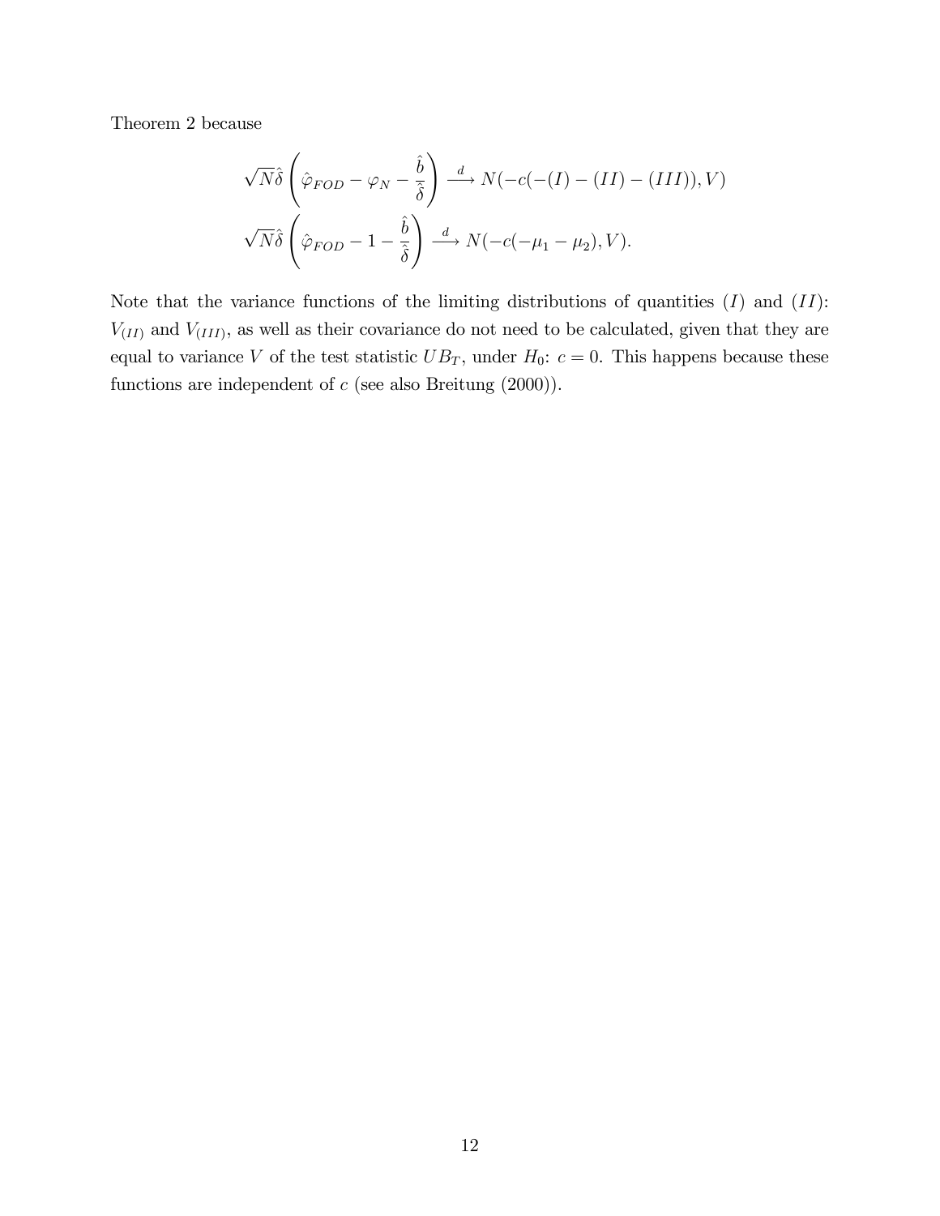Theorem 2 because

$$\sqrt{N}\hat{\delta}\left(\hat{\varphi}_{FOD} - \varphi_N - \frac{\hat{b}}{\bar{\hat{\delta}}}\right) \xrightarrow{d} N(-c(-(I) - (II) - (III)), V)$$

$$\sqrt{N}\hat{\delta}\left(\hat{\varphi}_{FOD} - 1 - \frac{\hat{b}}{\hat{\delta}}\right) \xrightarrow{d} N(-c(-\mu_1 - \mu_2), V).$$

Note that the variance functions of the limiting distributions of quantities $(I)$ and $(II)$: $V_{(II)}$ and $V_{(III)}$, as well as their covariance do not need to be calculated, given that they are equal to variance $V$ of the test statistic $UB_T$, under $H_0$: $c = 0$. This happens because these functions are independent of $c$ (see also Breitung (2000)).